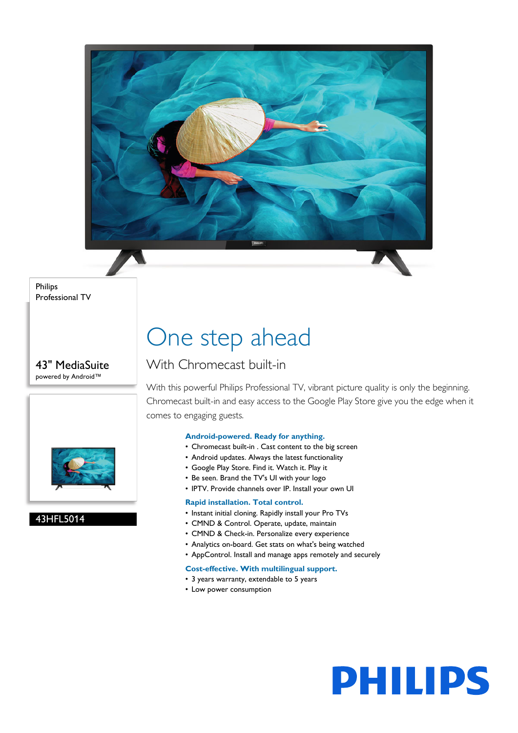Philips
Professional TV

43" MediaSuite
powered by Android™

43HFL5014

# One step ahead

## With Chromecast built-in

With this powerful Philips Professional TV, vibrant picture quality is only the beginning. Chromecast built-in and easy access to the Google Play Store give you the edge when it comes to engaging guests.

### Android-powered. Ready for anything.

- Chromecast built-in . Cast content to the big screen
- Android updates. Always the latest functionality
- Google Play Store. Find it. Watch it. Play it
- Be seen. Brand the TV's UI with your logo
- IPTV. Provide channels over IP. Install your own UI

### Rapid installation. Total control.

- Instant initial cloning. Rapidly install your Pro TVs
- CMND & Control. Operate, update, maintain
- CMND & Check-in. Personalize every experience
- Analytics on-board. Get stats on what's being watched
- AppControl. Install and manage apps remotely and securely

### Cost-effective. With multilingual support.

- 3 years warranty, extendable to 5 years
- Low power consumption

PHILIPS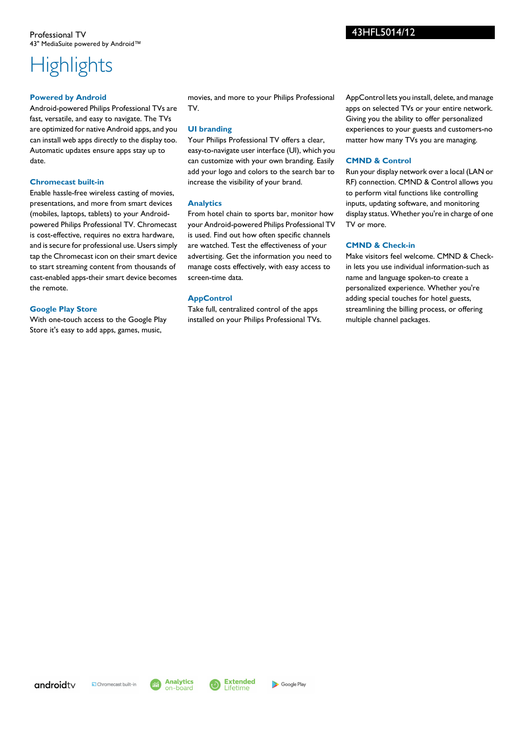Professional TV
43" MediaSuite powered by Android™

43HFL5014/12

# Highlights

### Powered by Android

Android-powered Philips Professional TVs are fast, versatile, and easy to navigate. The TVs are optimized for native Android apps, and you can install web apps directly to the display too. Automatic updates ensure apps stay up to date.

### Chromecast built-in

Enable hassle-free wireless casting of movies, presentations, and more from smart devices (mobiles, laptops, tablets) to your Android-powered Philips Professional TV. Chromecast is cost-effective, requires no extra hardware, and is secure for professional use. Users simply tap the Chromecast icon on their smart device to start streaming content from thousands of cast-enabled apps-their smart device becomes the remote.

### Google Play Store

With one-touch access to the Google Play Store it's easy to add apps, games, music, movies, and more to your Philips Professional TV.

### UI branding

Your Philips Professional TV offers a clear, easy-to-navigate user interface (UI), which you can customize with your own branding. Easily add your logo and colors to the search bar to increase the visibility of your brand.

### Analytics

From hotel chain to sports bar, monitor how your Android-powered Philips Professional TV is used. Find out how often specific channels are watched. Test the effectiveness of your advertising. Get the information you need to manage costs effectively, with easy access to screen-time data.

### AppControl

Take full, centralized control of the apps installed on your Philips Professional TVs. AppControl lets you install, delete, and manage apps on selected TVs or your entire network. Giving you the ability to offer personalized experiences to your guests and customers-no matter how many TVs you are managing.

### CMND & Control

Run your display network over a local (LAN or RF) connection. CMND & Control allows you to perform vital functions like controlling inputs, updating software, and monitoring display status. Whether you're in charge of one TV or more.

### CMND & Check-in

Make visitors feel welcome. CMND & Check-in lets you use individual information-such as name and language spoken-to create a personalized experience. Whether you're adding special touches for hotel guests, streamlining the billing process, or offering multiple channel packages.

androidtv | Chromecast built-in | Analytics on-board | Extended Lifetime | Google Play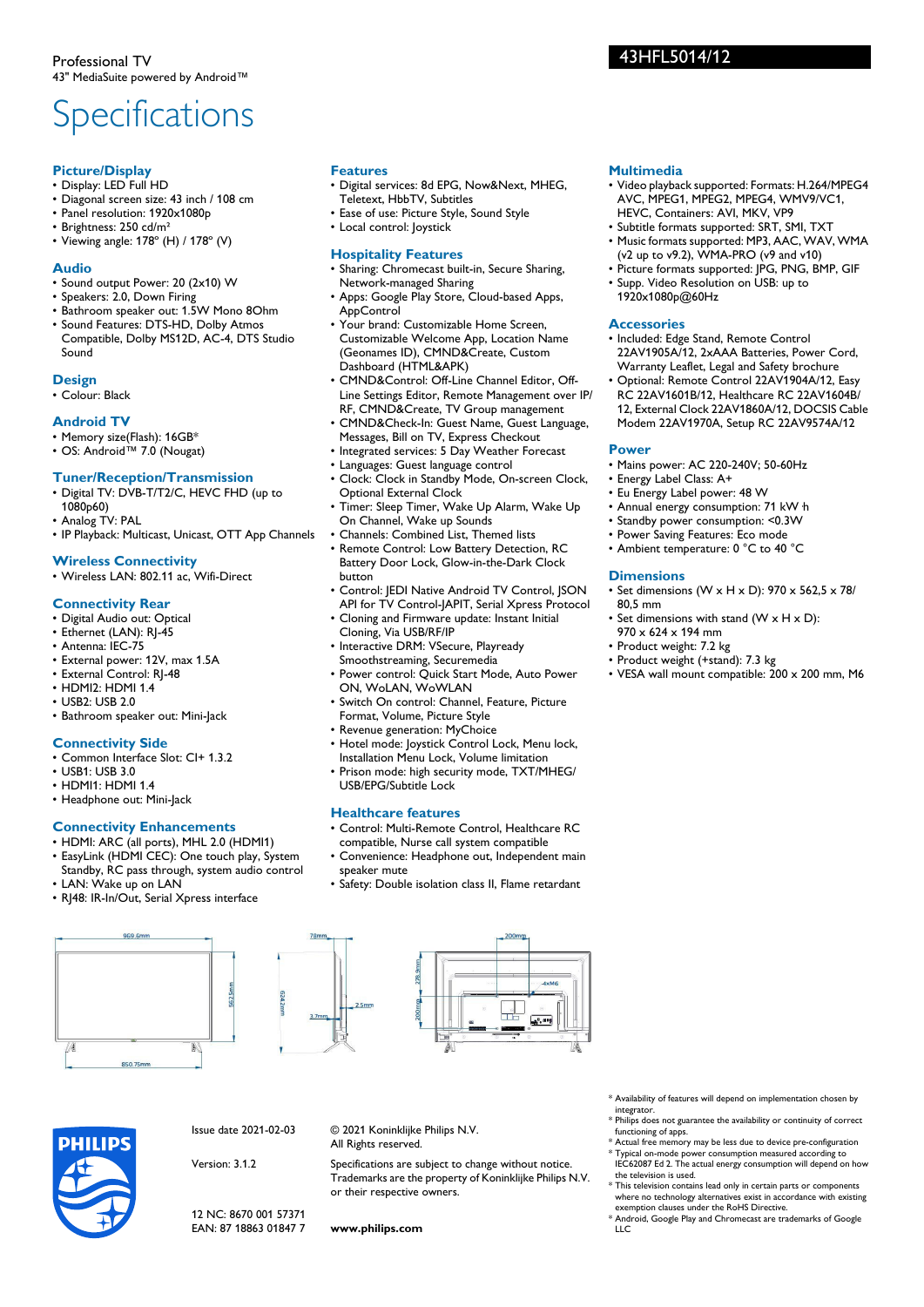Professional TV

43" MediaSuite powered by Android™

43HFL5014/12

# Specifications

## Picture/Display

- Display: LED Full HD
- Diagonal screen size: 43 inch / 108 cm
- Panel resolution: 1920x1080p
- Brightness: 250 cd/m²
- Viewing angle: 178º (H) / 178º (V)

## Audio

- Sound output Power: 20 (2x10) W
- Speakers: 2.0, Down Firing
- Bathroom speaker out: 1.5W Mono 8Ohm
- Sound Features: DTS-HD, Dolby Atmos Compatible, Dolby MS12D, AC-4, DTS Studio Sound

## Design

- Colour: Black

## Android TV

- Memory size(Flash): 16GB*
- OS: Android™ 7.0 (Nougat)

## Tuner/Reception/Transmission

- Digital TV: DVB-T/T2/C, HEVC FHD (up to 1080p60)
- Analog TV: PAL
- IP Playback: Multicast, Unicast, OTT App Channels

## Wireless Connectivity

- Wireless LAN: 802.11 ac, Wifi-Direct

## Connectivity Rear

- Digital Audio out: Optical
- Ethernet (LAN): RJ-45
- Antenna: IEC-75
- External power: 12V, max 1.5A
- External Control: RJ-48
- HDMI2: HDMI 1.4
- USB2: USB 2.0
- Bathroom speaker out: Mini-Jack

## Connectivity Side

- Common Interface Slot: CI+ 1.3.2
- USB1: USB 3.0
- HDMI1: HDMI 1.4
- Headphone out: Mini-Jack

## Connectivity Enhancements

- HDMI: ARC (all ports), MHL 2.0 (HDMI1)
- EasyLink (HDMI CEC): One touch play, System Standby, RC pass through, system audio control
- LAN: Wake up on LAN
- RJ48: IR-In/Out, Serial Xpress interface

## Features

- Digital services: 8d EPG, Now&Next, MHEG, Teletext, HbbTV, Subtitles
- Ease of use: Picture Style, Sound Style
- Local control: Joystick

## Hospitality Features

- Sharing: Chromecast built-in, Secure Sharing, Network-managed Sharing
- Apps: Google Play Store, Cloud-based Apps, AppControl
- Your brand: Customizable Home Screen, Customizable Welcome App, Location Name (Geonames ID), CMND&Create, Custom Dashboard (HTML&APK)
- CMND&Control: Off-Line Channel Editor, Off-Line Settings Editor, Remote Management over IP/RF, CMND&Create, TV Group management
- CMND&Check-In: Guest Name, Guest Language, Messages, Bill on TV, Express Checkout
- Integrated services: 5 Day Weather Forecast
- Languages: Guest language control
- Clock: Clock in Standby Mode, On-screen Clock, Optional External Clock
- Timer: Sleep Timer, Wake Up Alarm, Wake Up On Channel, Wake up Sounds
- Channels: Combined List, Themed lists
- Remote Control: Low Battery Detection, RC Battery Door Lock, Glow-in-the-Dark Clock button
- Control: JEDI Native Android TV Control, JSON API for TV Control-JAPIT, Serial Xpress Protocol
- Cloning and Firmware update: Instant Initial Cloning, Via USB/RF/IP
- Interactive DRM: VSecure, Playready Smoothstreaming, Securemedia
- Power control: Quick Start Mode, Auto Power ON, WoLAN, WoWLAN
- Switch On control: Channel, Feature, Picture Format, Volume, Picture Style
- Revenue generation: MyChoice
- Hotel mode: Joystick Control Lock, Menu lock, Installation Menu Lock, Volume limitation
- Prison mode: high security mode, TXT/MHEG/USB/EPG/Subtitle Lock

## Healthcare features

- Control: Multi-Remote Control, Healthcare RC compatible, Nurse call system compatible
- Convenience: Headphone out, Independent main speaker mute
- Safety: Double isolation class II, Flame retardant

## Multimedia

- Video playback supported: Formats: H.264/MPEG4 AVC, MPEG1, MPEG2, MPEG4, WMV9/VC1, HEVC, Containers: AVI, MKV, VP9
- Subtitle formats supported: SRT, SMI, TXT
- Music formats supported: MP3, AAC, WAV, WMA (v2 up to v9.2), WMA-PRO (v9 and v10)
- Picture formats supported: JPG, PNG, BMP, GIF
- Supp. Video Resolution on USB: up to 1920x1080p@60Hz

## Accessories

- Included: Edge Stand, Remote Control 22AV1905A/12, 2xAAA Batteries, Power Cord, Warranty Leaflet, Legal and Safety brochure
- Optional: Remote Control 22AV1904A/12, Easy RC 22AV1601B/12, Healthcare RC 22AV1604B/12, External Clock 22AV1860A/12, DOCSIS Cable Modem 22AV1970A, Setup RC 22AV9574A/12

## Power

- Mains power: AC 220-240V; 50-60Hz
- Energy Label Class: A+
- Eu Energy Label power: 48 W
- Annual energy consumption: 71 kW h
- Standby power consumption: <0.3W
- Power Saving Features: Eco mode
- Ambient temperature: 0 °C to 40 °C

## Dimensions

- Set dimensions (W x H x D): 970 x 562,5 x 78/80,5 mm
- Set dimensions with stand (W x H x D): 970 x 624 x 194 mm
- Product weight: 7.2 kg
- Product weight (+stand): 7.3 kg
- VESA wall mount compatible: 200 x 200 mm, M6

969.6mm
562.5mm
850.75mm
78mm
624.2mm
3.7mm
2.5mm
200mm
278.9mm
200mm
4xM6

Issue date 2021-02-03

Version: 3.1.2

12 NC: 8670 001 57371
EAN: 87 18863 01847 7

© 2021 Koninklijke Philips N.V.
All Rights reserved.

Specifications are subject to change without notice. Trademarks are the property of Koninklijke Philips N.V. or their respective owners.

www.philips.com

\* Availability of features will depend on implementation chosen by integrator.
\* Philips does not guarantee the availability or continuity of correct functioning of apps.
\* Actual free memory may be less due to device pre-configuration
\* Typical on-mode power consumption measured according to IEC62087 Ed 2. The actual energy consumption will depend on how the television is used.
\* This television contains lead only in certain parts or components where no technology alternatives exist in accordance with existing exemption clauses under the RoHS Directive.
\* Android, Google Play and Chromecast are trademarks of Google LLC